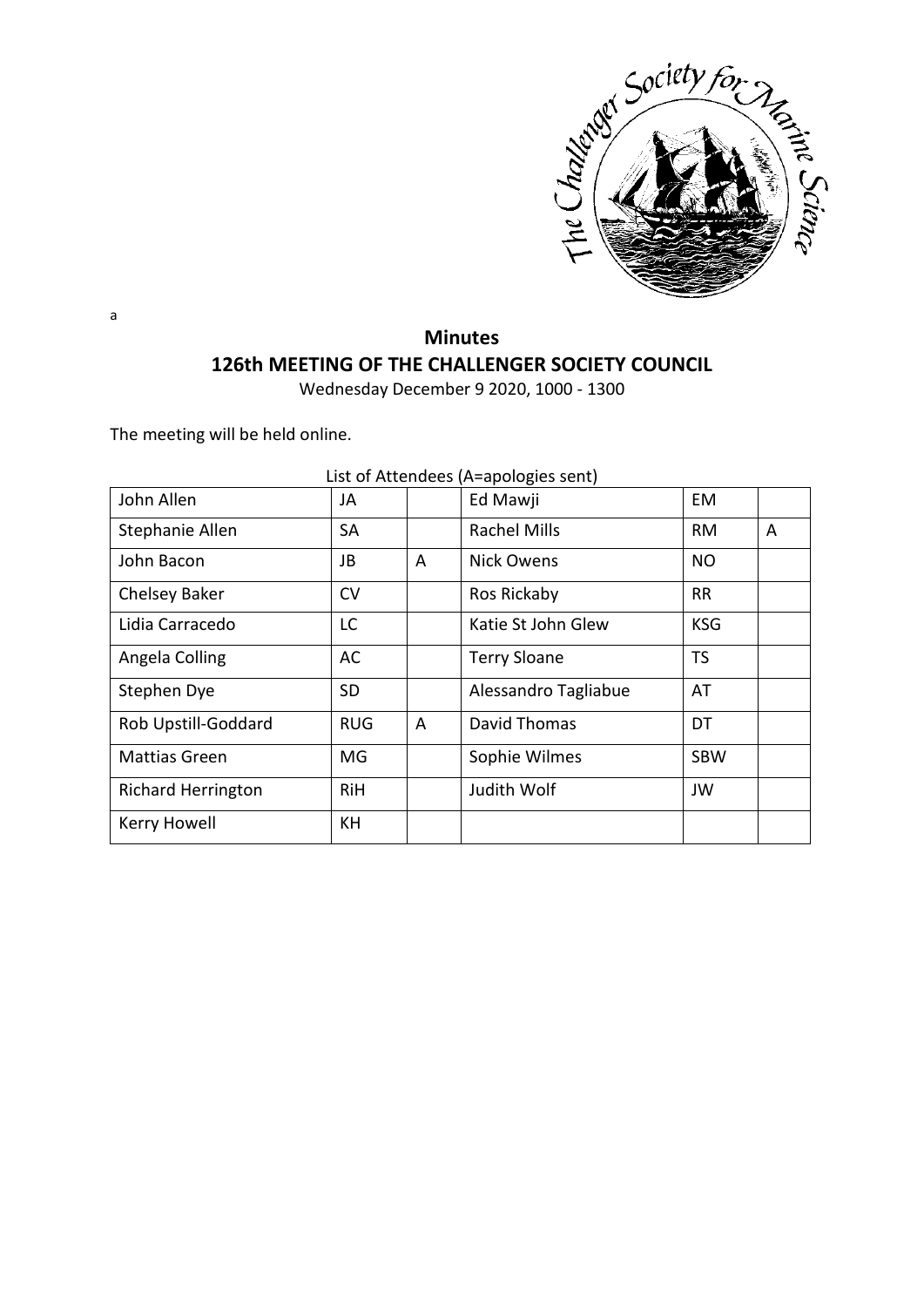a

# Minutes

## 126th MEETING OF THE CHALLENGER SOCIETY COUNCIL

Wednesday December 9 2020, 1000 - 1300

The meeting will be held online.

List of Attendees (A=apologies sent)

| John Allen | JA | | Ed Mawji | EM | |
|---|---|---|---|---|---|
| Stephanie Allen | SA | | Rachel Mills | RM | A |
| John Bacon | JB | A | Nick Owens | NO | |
| Chelsey Baker | CV | | Ros Rickaby | RR | |
| Lidia Carracedo | LC | | Katie St John Glew | KSG | |
| Angela Colling | AC | | Terry Sloane | TS | |
| Stephen Dye | SD | | Alessandro Tagliabue | AT | |
| Rob Upstill-Goddard | RUG | A | David Thomas | DT | |
| Mattias Green | MG | | Sophie Wilmes | SBW | |
| Richard Herrington | RiH | | Judith Wolf | JW | |
| Kerry Howell | KH | | | | |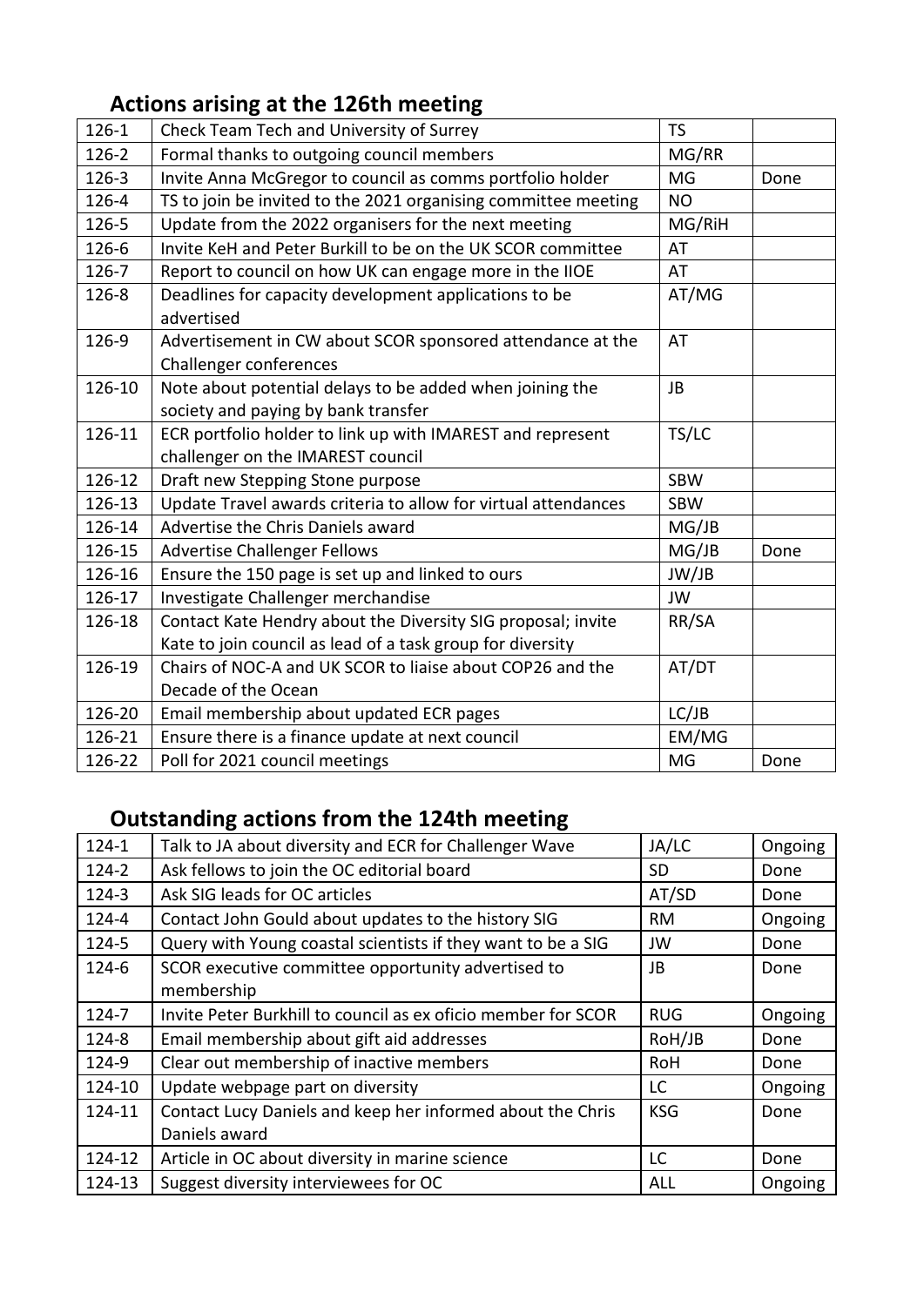## Actions arising at the 126th meeting

| | | | |
|---|---|---|---|
| 126-1 | Check Team Tech and University of Surrey | TS | |
| 126-2 | Formal thanks to outgoing council members | MG/RR | |
| 126-3 | Invite Anna McGregor to council as comms portfolio holder | MG | Done |
| 126-4 | TS to join be invited to the 2021 organising committee meeting | NO | |
| 126-5 | Update from the 2022 organisers for the next meeting | MG/RiH | |
| 126-6 | Invite KeH and Peter Burkill to be on the UK SCOR committee | AT | |
| 126-7 | Report to council on how UK can engage more in the IIOE | AT | |
| 126-8 | Deadlines for capacity development applications to be advertised | AT/MG | |
| 126-9 | Advertisement in CW about SCOR sponsored attendance at the Challenger conferences | AT | |
| 126-10 | Note about potential delays to be added when joining the society and paying by bank transfer | JB | |
| 126-11 | ECR portfolio holder to link up with IMAREST and represent challenger on the IMAREST council | TS/LC | |
| 126-12 | Draft new Stepping Stone purpose | SBW | |
| 126-13 | Update Travel awards criteria to allow for virtual attendances | SBW | |
| 126-14 | Advertise the Chris Daniels award | MG/JB | |
| 126-15 | Advertise Challenger Fellows | MG/JB | Done |
| 126-16 | Ensure the 150 page is set up and linked to ours | JW/JB | |
| 126-17 | Investigate Challenger merchandise | JW | |
| 126-18 | Contact Kate Hendry about the Diversity SIG proposal; invite Kate to join council as lead of a task group for diversity | RR/SA | |
| 126-19 | Chairs of NOC-A and UK SCOR to liaise about COP26 and the Decade of the Ocean | AT/DT | |
| 126-20 | Email membership about updated ECR pages | LC/JB | |
| 126-21 | Ensure there is a finance update at next council | EM/MG | |
| 126-22 | Poll for 2021 council meetings | MG | Done |

## Outstanding actions from the 124th meeting

| | | | |
|---|---|---|---|
| 124-1 | Talk to JA about diversity and ECR for Challenger Wave | JA/LC | Ongoing |
| 124-2 | Ask fellows to join the OC editorial board | SD | Done |
| 124-3 | Ask SIG leads for OC articles | AT/SD | Done |
| 124-4 | Contact John Gould about updates to the history SIG | RM | Ongoing |
| 124-5 | Query with Young coastal scientists if they want to be a SIG | JW | Done |
| 124-6 | SCOR executive committee opportunity advertised to membership | JB | Done |
| 124-7 | Invite Peter Burkhill to council as ex oficio member for SCOR | RUG | Ongoing |
| 124-8 | Email membership about gift aid addresses | RoH/JB | Done |
| 124-9 | Clear out membership of inactive members | RoH | Done |
| 124-10 | Update webpage part on diversity | LC | Ongoing |
| 124-11 | Contact Lucy Daniels and keep her informed about the Chris Daniels award | KSG | Done |
| 124-12 | Article in OC about diversity in marine science | LC | Done |
| 124-13 | Suggest diversity interviewees for OC | ALL | Ongoing |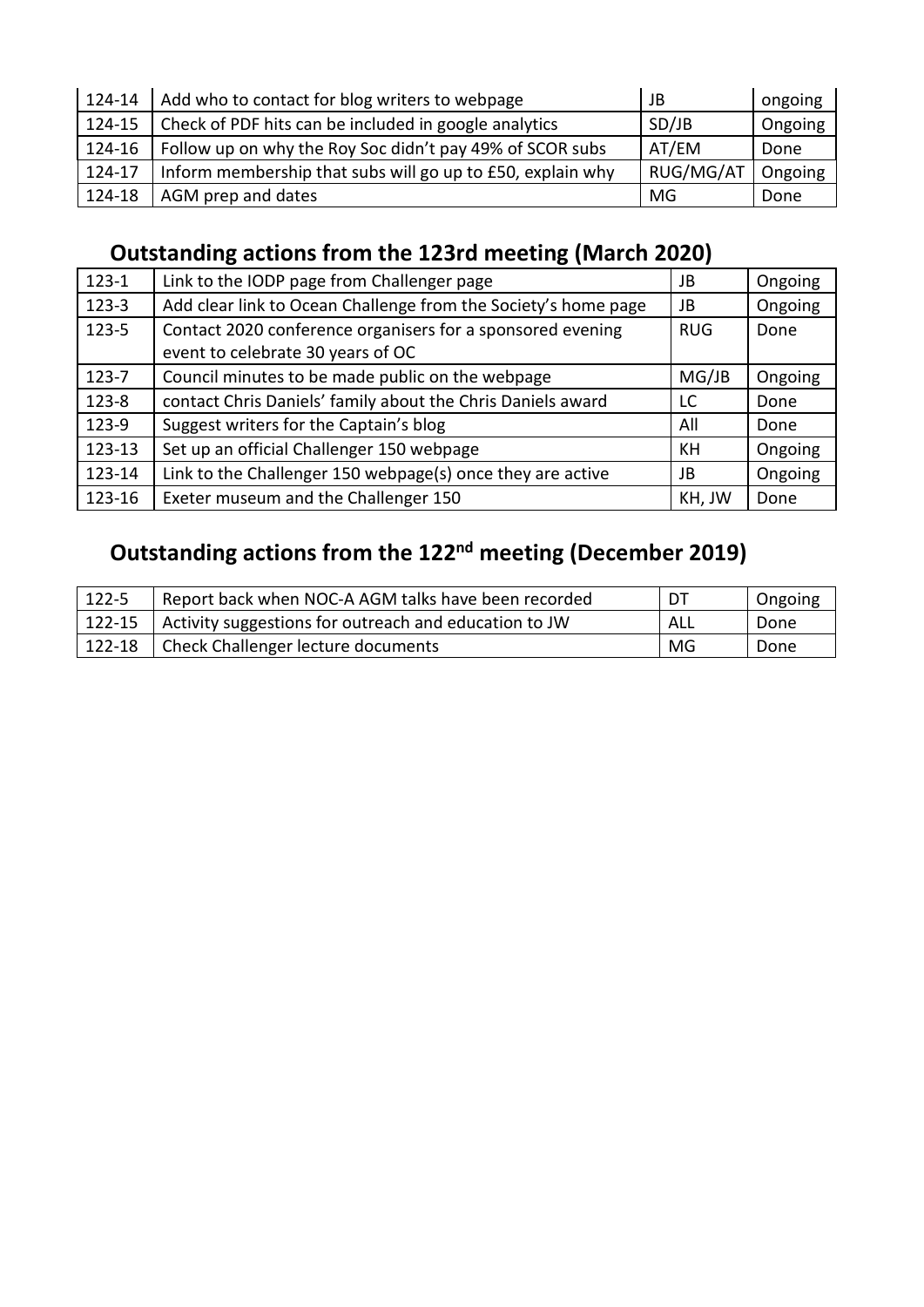| | | | |
|---|---|---|---|
| 124-14 | Add who to contact for blog writers to webpage | JB | ongoing |
| 124-15 | Check of PDF hits can be included in google analytics | SD/JB | Ongoing |
| 124-16 | Follow up on why the Roy Soc didn't pay 49% of SCOR subs | AT/EM | Done |
| 124-17 | Inform membership that subs will go up to £50, explain why | RUG/MG/AT | Ongoing |
| 124-18 | AGM prep and dates | MG | Done |

## Outstanding actions from the 123rd meeting (March 2020)

| | | | |
|---|---|---|---|
| 123-1 | Link to the IODP page from Challenger page | JB | Ongoing |
| 123-3 | Add clear link to Ocean Challenge from the Society's home page | JB | Ongoing |
| 123-5 | Contact 2020 conference organisers for a sponsored evening event to celebrate 30 years of OC | RUG | Done |
| 123-7 | Council minutes to be made public on the webpage | MG/JB | Ongoing |
| 123-8 | contact Chris Daniels' family about the Chris Daniels award | LC | Done |
| 123-9 | Suggest writers for the Captain's blog | All | Done |
| 123-13 | Set up an official Challenger 150 webpage | KH | Ongoing |
| 123-14 | Link to the Challenger 150 webpage(s) once they are active | JB | Ongoing |
| 123-16 | Exeter museum and the Challenger 150 | KH, JW | Done |

## Outstanding actions from the 122nd meeting (December 2019)

| | | | |
|---|---|---|---|
| 122-5 | Report back when NOC-A AGM talks have been recorded | DT | Ongoing |
| 122-15 | Activity suggestions for outreach and education to JW | ALL | Done |
| 122-18 | Check Challenger lecture documents | MG | Done |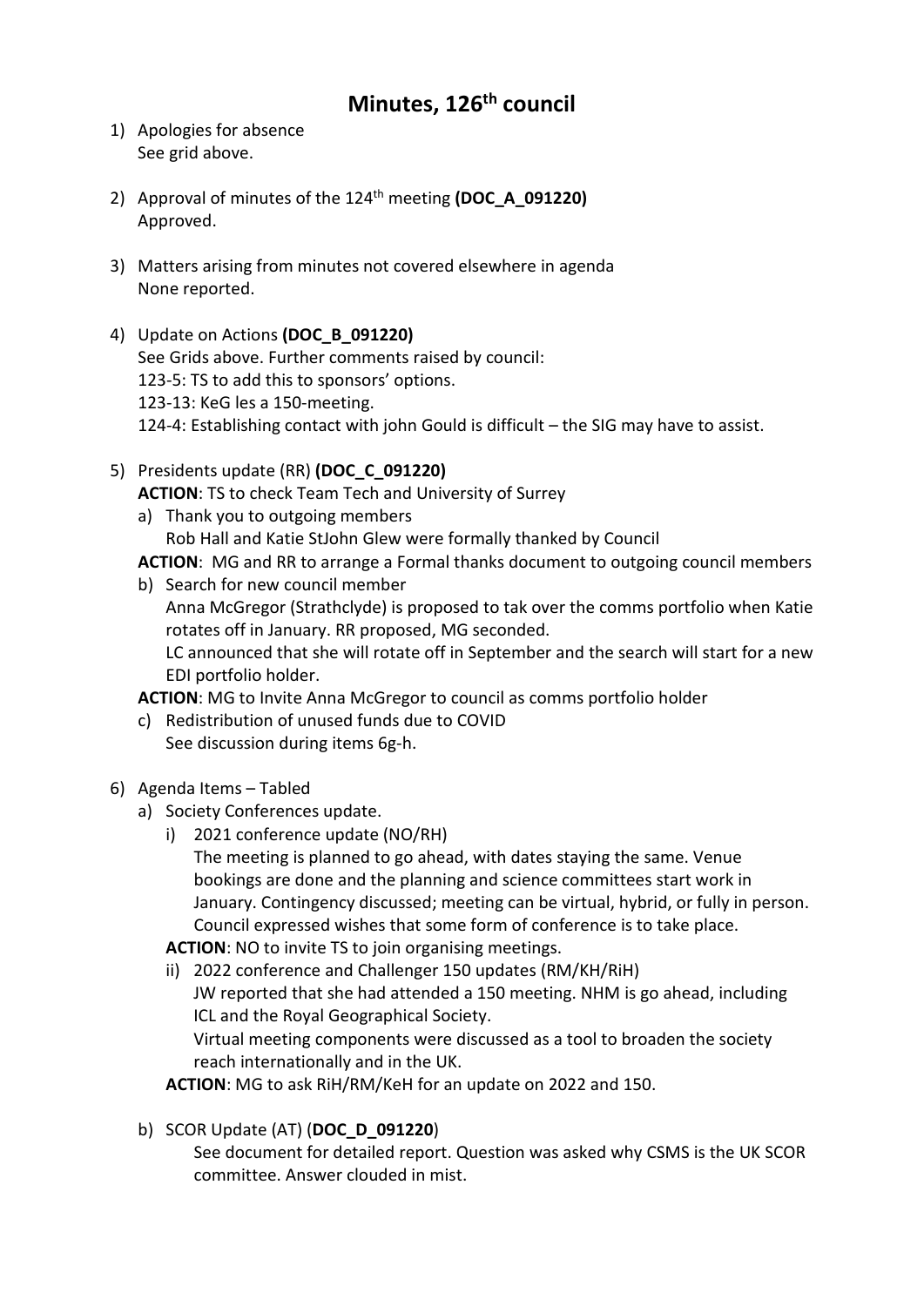# Minutes, 126th council

1) Apologies for absence
   See grid above.

2) Approval of minutes of the 124th meeting **(DOC_A_091220)**
   Approved.

3) Matters arising from minutes not covered elsewhere in agenda
   None reported.

4) Update on Actions **(DOC_B_091220)**
   See Grids above. Further comments raised by council:
   123-5: TS to add this to sponsors' options.
   123-13: KeG les a 150-meeting.
   124-4: Establishing contact with john Gould is difficult – the SIG may have to assist.

5) Presidents update (RR) **(DOC_C_091220)**
   **ACTION**: TS to check Team Tech and University of Surrey
   a) Thank you to outgoing members
      Rob Hall and Katie StJohn Glew were formally thanked by Council
   **ACTION**: MG and RR to arrange a Formal thanks document to outgoing council members
   b) Search for new council member
      Anna McGregor (Strathclyde) is proposed to tak over the comms portfolio when Katie rotates off in January. RR proposed, MG seconded.
      LC announced that she will rotate off in September and the search will start for a new EDI portfolio holder.
   **ACTION**: MG to Invite Anna McGregor to council as comms portfolio holder
   c) Redistribution of unused funds due to COVID
      See discussion during items 6g-h.

6) Agenda Items – Tabled
   a) Society Conferences update.
      i) 2021 conference update (NO/RH)
         The meeting is planned to go ahead, with dates staying the same. Venue bookings are done and the planning and science committees start work in January. Contingency discussed; meeting can be virtual, hybrid, or fully in person. Council expressed wishes that some form of conference is to take place.
      **ACTION**: NO to invite TS to join organising meetings.
      ii) 2022 conference and Challenger 150 updates (RM/KH/RiH)
         JW reported that she had attended a 150 meeting. NHM is go ahead, including ICL and the Royal Geographical Society.
         Virtual meeting components were discussed as a tool to broaden the society reach internationally and in the UK.
      **ACTION**: MG to ask RiH/RM/KeH for an update on 2022 and 150.

   b) SCOR Update (AT) (**DOC_D_091220**)
      See document for detailed report. Question was asked why CSMS is the UK SCOR committee. Answer clouded in mist.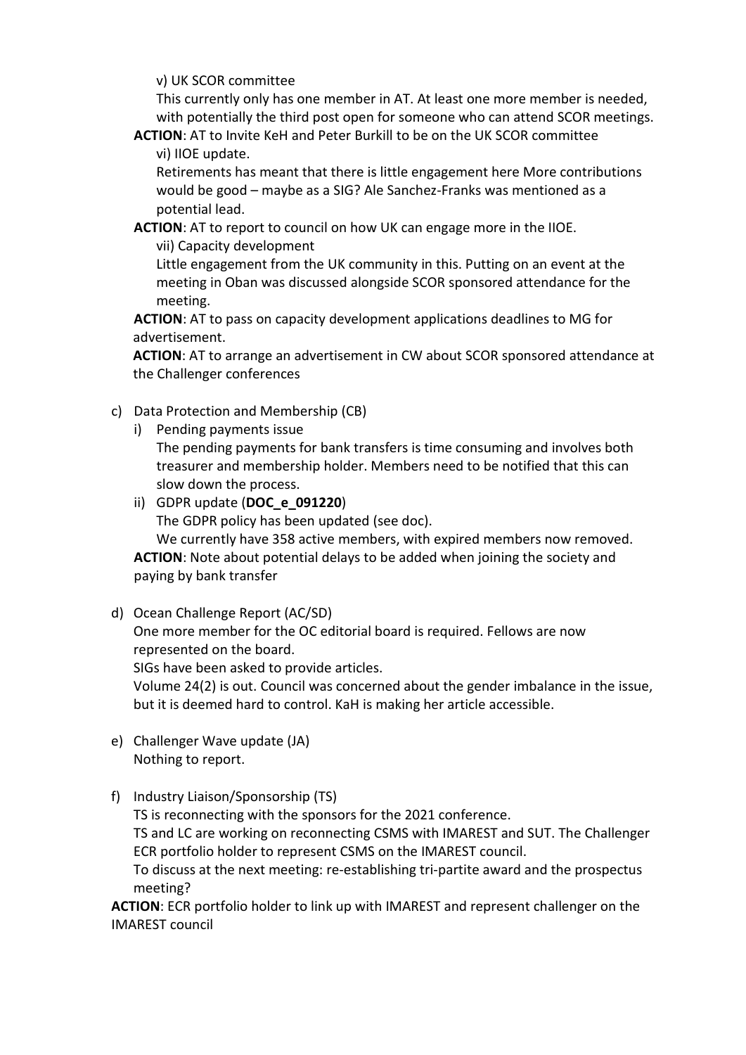v) UK SCOR committee

This currently only has one member in AT. At least one more member is needed, with potentially the third post open for someone who can attend SCOR meetings.

**ACTION**: AT to Invite KeH and Peter Burkill to be on the UK SCOR committee

vi) IIOE update.

Retirements has meant that there is little engagement here More contributions would be good – maybe as a SIG? Ale Sanchez-Franks was mentioned as a potential lead.

**ACTION**: AT to report to council on how UK can engage more in the IIOE.

vii) Capacity development

Little engagement from the UK community in this. Putting on an event at the meeting in Oban was discussed alongside SCOR sponsored attendance for the meeting.

**ACTION**: AT to pass on capacity development applications deadlines to MG for advertisement.

**ACTION**: AT to arrange an advertisement in CW about SCOR sponsored attendance at the Challenger conferences

c) Data Protection and Membership (CB)

i) Pending payments issue

The pending payments for bank transfers is time consuming and involves both treasurer and membership holder. Members need to be notified that this can slow down the process.

ii) GDPR update (**DOC_e_091220**)

The GDPR policy has been updated (see doc).

We currently have 358 active members, with expired members now removed.

**ACTION**: Note about potential delays to be added when joining the society and paying by bank transfer

d) Ocean Challenge Report (AC/SD)

One more member for the OC editorial board is required. Fellows are now represented on the board.

SIGs have been asked to provide articles.

Volume 24(2) is out. Council was concerned about the gender imbalance in the issue, but it is deemed hard to control. KaH is making her article accessible.

e) Challenger Wave update (JA)

Nothing to report.

f) Industry Liaison/Sponsorship (TS)

TS is reconnecting with the sponsors for the 2021 conference.

TS and LC are working on reconnecting CSMS with IMAREST and SUT. The Challenger ECR portfolio holder to represent CSMS on the IMAREST council.

To discuss at the next meeting: re-establishing tri-partite award and the prospectus meeting?

**ACTION**: ECR portfolio holder to link up with IMAREST and represent challenger on the IMAREST council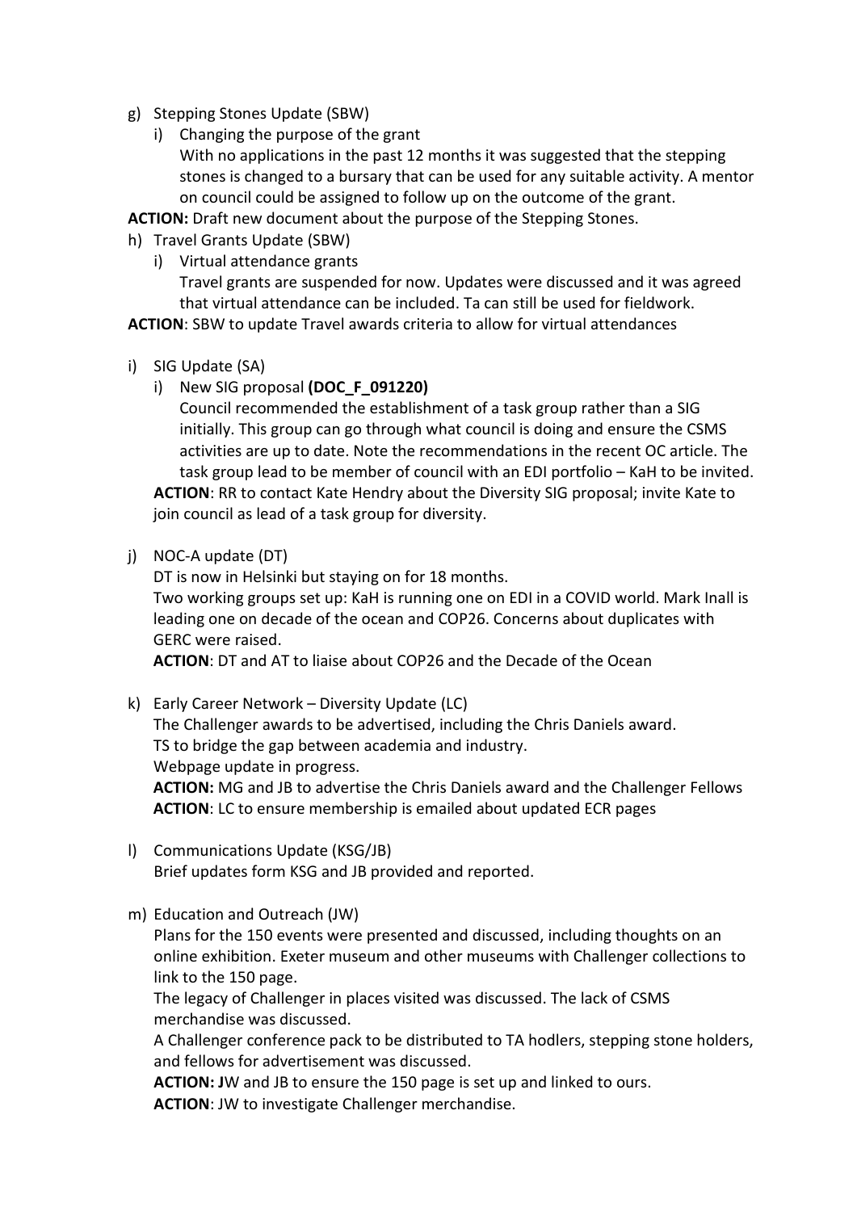g) Stepping Stones Update (SBW)

   i) Changing the purpose of the grant

      With no applications in the past 12 months it was suggested that the stepping stones is changed to a bursary that can be used for any suitable activity. A mentor on council could be assigned to follow up on the outcome of the grant.

**ACTION:** Draft new document about the purpose of the Stepping Stones.

h) Travel Grants Update (SBW)

   i) Virtual attendance grants

      Travel grants are suspended for now. Updates were discussed and it was agreed that virtual attendance can be included. Ta can still be used for fieldwork.

**ACTION**: SBW to update Travel awards criteria to allow for virtual attendances

i) SIG Update (SA)

   i) New SIG proposal **(DOC_F_091220)**

      Council recommended the establishment of a task group rather than a SIG initially. This group can go through what council is doing and ensure the CSMS activities are up to date. Note the recommendations in the recent OC article. The task group lead to be member of council with an EDI portfolio – KaH to be invited.

   **ACTION**: RR to contact Kate Hendry about the Diversity SIG proposal; invite Kate to join council as lead of a task group for diversity.

j) NOC-A update (DT)

   DT is now in Helsinki but staying on for 18 months.

   Two working groups set up: KaH is running one on EDI in a COVID world. Mark Inall is leading one on decade of the ocean and COP26. Concerns about duplicates with GERC were raised.

   **ACTION**: DT and AT to liaise about COP26 and the Decade of the Ocean

k) Early Career Network – Diversity Update (LC)

   The Challenger awards to be advertised, including the Chris Daniels award.

   TS to bridge the gap between academia and industry.

   Webpage update in progress.

   **ACTION:** MG and JB to advertise the Chris Daniels award and the Challenger Fellows

   **ACTION**: LC to ensure membership is emailed about updated ECR pages

l) Communications Update (KSG/JB)

   Brief updates form KSG and JB provided and reported.

m) Education and Outreach (JW)

   Plans for the 150 events were presented and discussed, including thoughts on an online exhibition. Exeter museum and other museums with Challenger collections to link to the 150 page.

   The legacy of Challenger in places visited was discussed. The lack of CSMS merchandise was discussed.

   A Challenger conference pack to be distributed to TA hodlers, stepping stone holders, and fellows for advertisement was discussed.

   **ACTION: J**W and JB to ensure the 150 page is set up and linked to ours.

   **ACTION**: JW to investigate Challenger merchandise.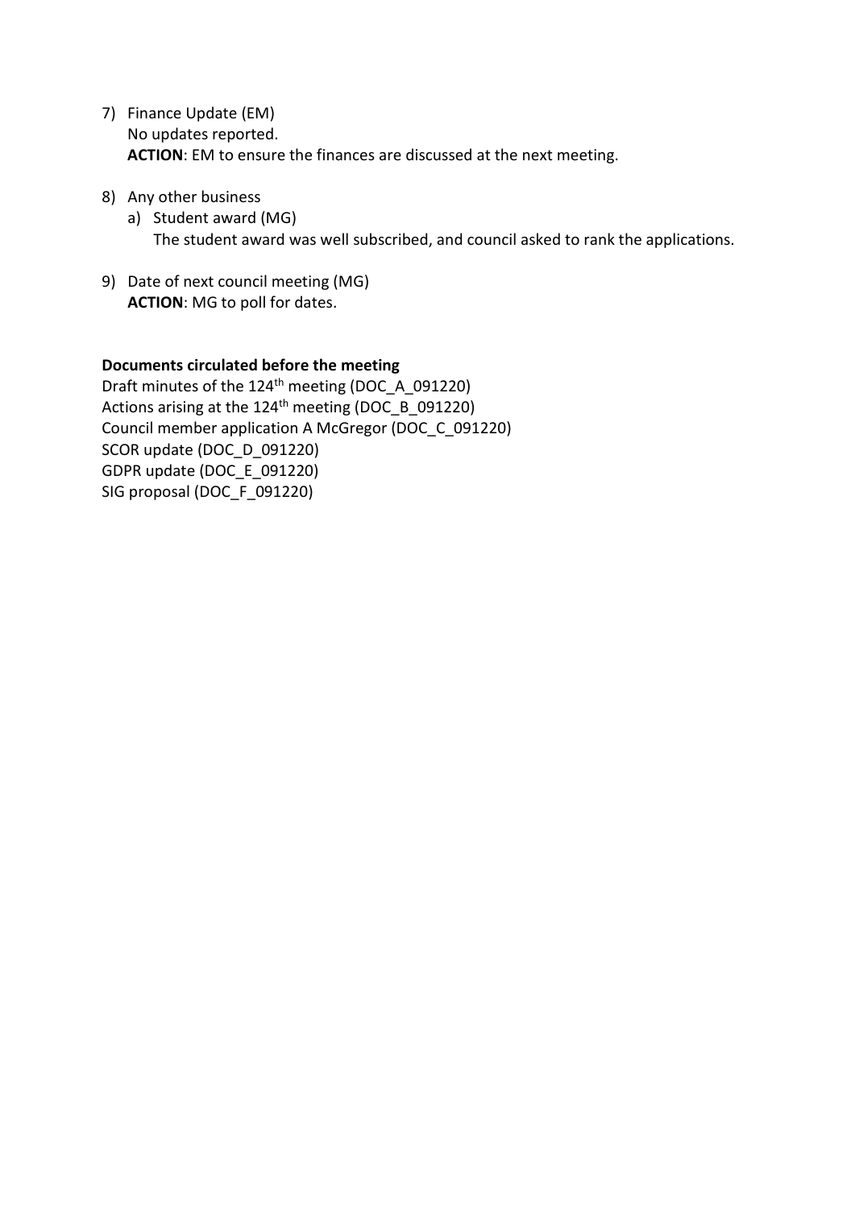7) Finance Update (EM)
   No updates reported.
   **ACTION**: EM to ensure the finances are discussed at the next meeting.

8) Any other business
   a) Student award (MG)
      The student award was well subscribed, and council asked to rank the applications.

9) Date of next council meeting (MG)
   **ACTION**: MG to poll for dates.

**Documents circulated before the meeting**

Draft minutes of the 124th meeting (DOC_A_091220)
Actions arising at the 124th meeting (DOC_B_091220)
Council member application A McGregor (DOC_C_091220)
SCOR update (DOC_D_091220)
GDPR update (DOC_E_091220)
SIG proposal (DOC_F_091220)